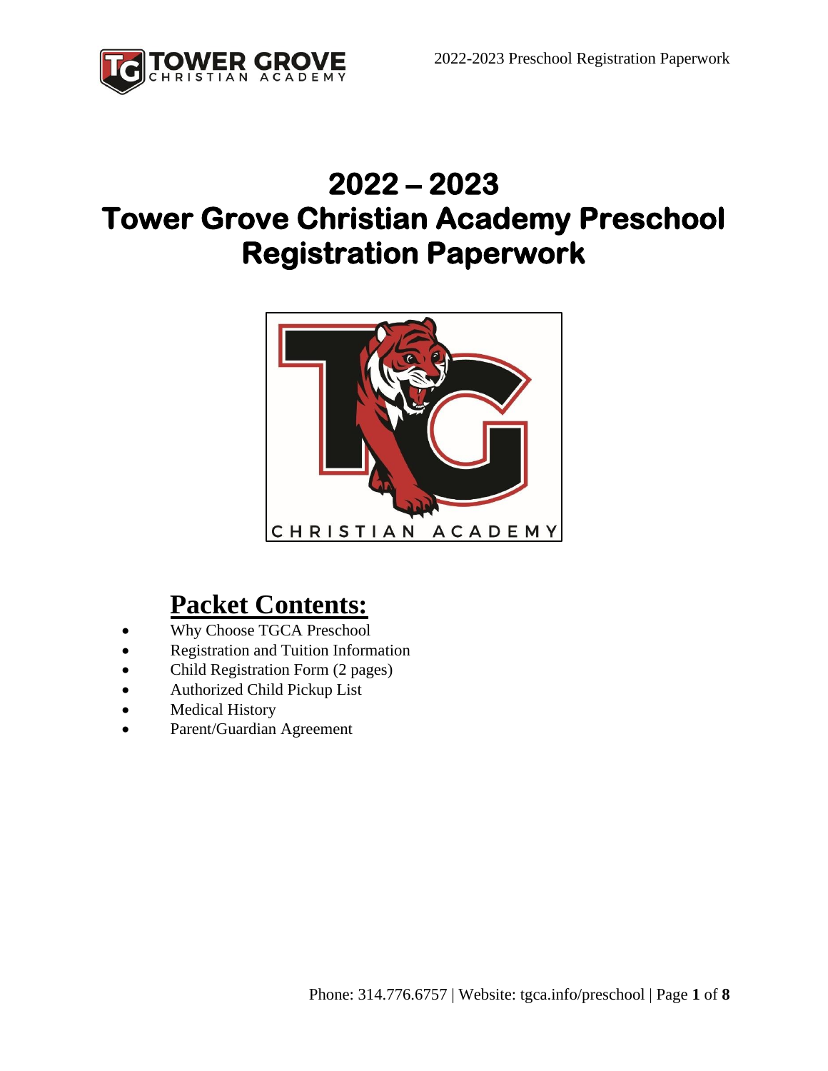# 2022 – 2023
# Tower Grove Christian Academy Preschool Registration Paperwork

## Packet Contents:

- Why Choose TGCA Preschool
- Registration and Tuition Information
- Child Registration Form (2 pages)
- Authorized Child Pickup List
- Medical History
- Parent/Guardian Agreement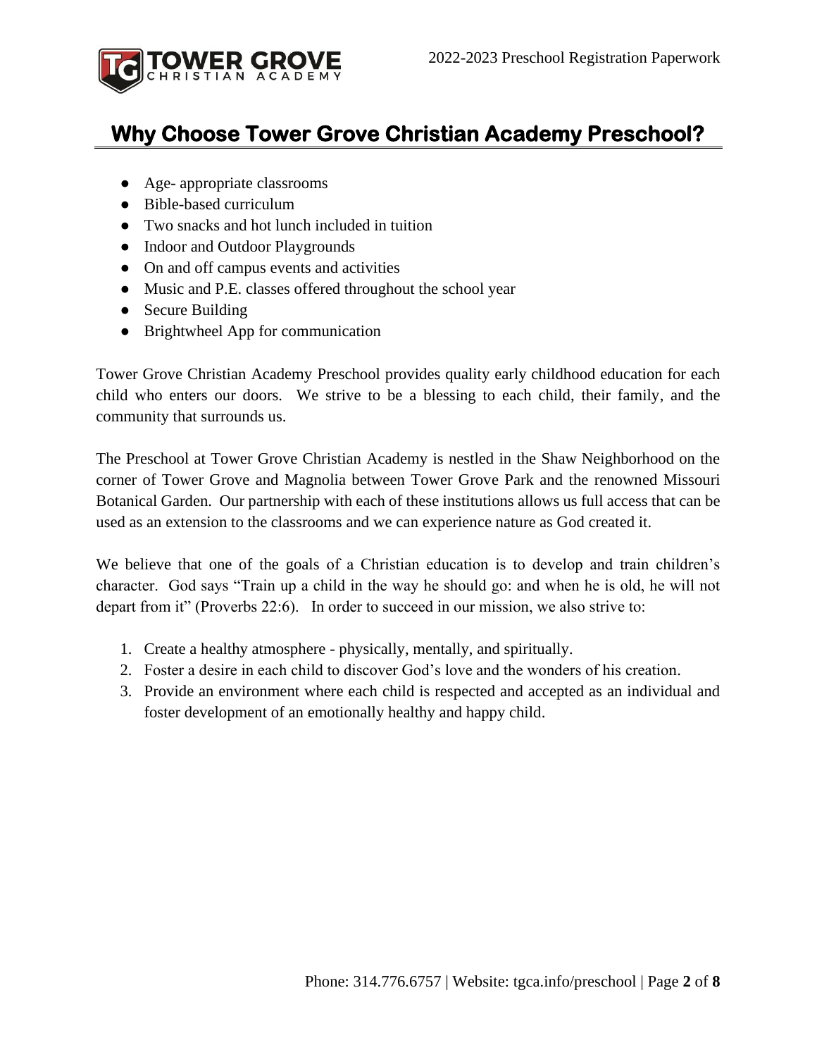# Why Choose Tower Grove Christian Academy Preschool?

- Age- appropriate classrooms
- Bible-based curriculum
- Two snacks and hot lunch included in tuition
- Indoor and Outdoor Playgrounds
- On and off campus events and activities
- Music and P.E. classes offered throughout the school year
- Secure Building
- Brightwheel App for communication

Tower Grove Christian Academy Preschool provides quality early childhood education for each child who enters our doors. We strive to be a blessing to each child, their family, and the community that surrounds us.

The Preschool at Tower Grove Christian Academy is nestled in the Shaw Neighborhood on the corner of Tower Grove and Magnolia between Tower Grove Park and the renowned Missouri Botanical Garden. Our partnership with each of these institutions allows us full access that can be used as an extension to the classrooms and we can experience nature as God created it.

We believe that one of the goals of a Christian education is to develop and train children's character. God says "Train up a child in the way he should go: and when he is old, he will not depart from it" (Proverbs 22:6). In order to succeed in our mission, we also strive to:

1. Create a healthy atmosphere - physically, mentally, and spiritually.
2. Foster a desire in each child to discover God's love and the wonders of his creation.
3. Provide an environment where each child is respected and accepted as an individual and foster development of an emotionally healthy and happy child.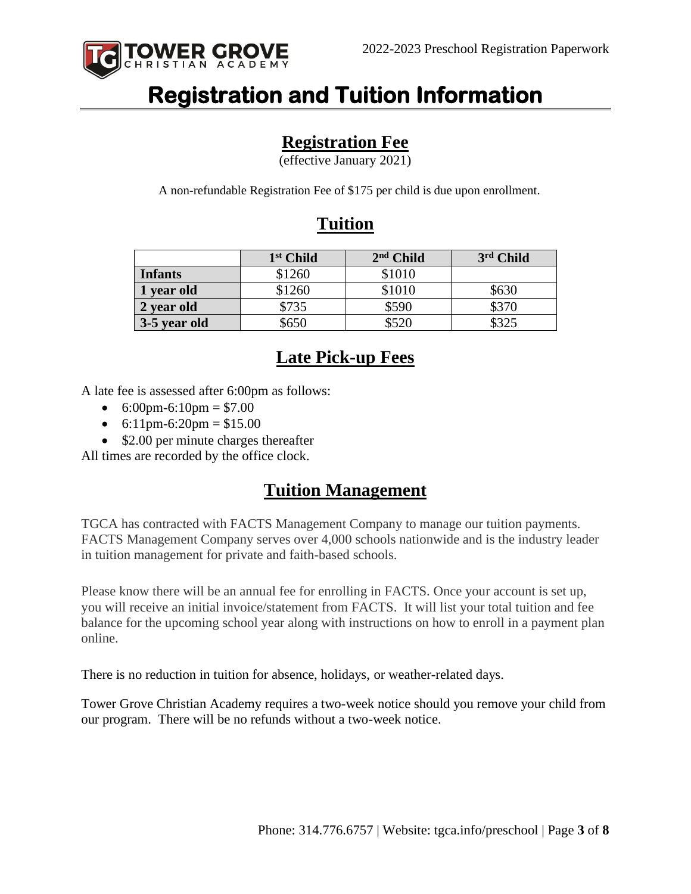# Registration and Tuition Information

## Registration Fee

(effective January 2021)

A non-refundable Registration Fee of $175 per child is due upon enrollment.

## Tuition

| | 1st Child | 2nd Child | 3rd Child |
|---|---|---|---|
| **Infants** | $1260 | $1010 | |
| **1 year old** | $1260 | $1010 | $630 |
| **2 year old** | $735 | $590 | $370 |
| **3-5 year old** | $650 | $520 | $325 |

## Late Pick-up Fees

A late fee is assessed after 6:00pm as follows:

- 6:00pm-6:10pm = $7.00
- 6:11pm-6:20pm = $15.00
- $2.00 per minute charges thereafter

All times are recorded by the office clock.

## Tuition Management

TGCA has contracted with FACTS Management Company to manage our tuition payments. FACTS Management Company serves over 4,000 schools nationwide and is the industry leader in tuition management for private and faith-based schools.

Please know there will be an annual fee for enrolling in FACTS. Once your account is set up, you will receive an initial invoice/statement from FACTS. It will list your total tuition and fee balance for the upcoming school year along with instructions on how to enroll in a payment plan online.

There is no reduction in tuition for absence, holidays, or weather-related days.

Tower Grove Christian Academy requires a two-week notice should you remove your child from our program. There will be no refunds without a two-week notice.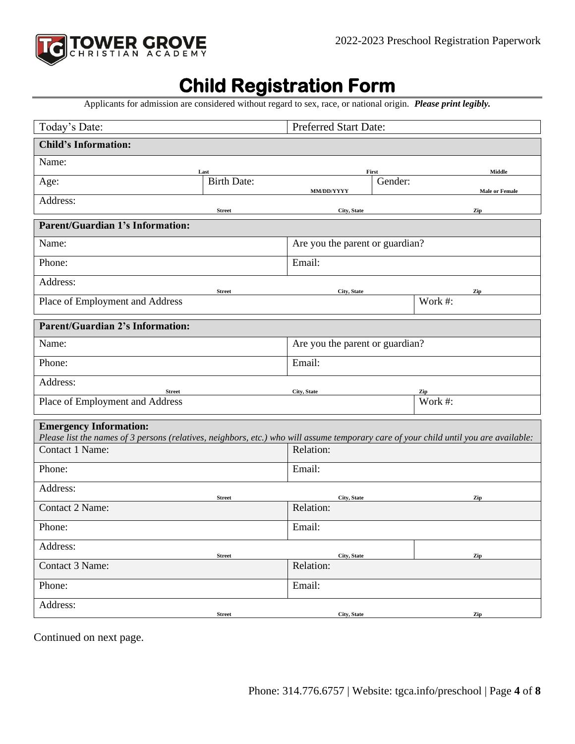# Child Registration Form

Applicants for admission are considered without regard to sex, race, or national origin. ***Please print legibly.***

| Today's Date: | Preferred Start Date: |
|---|---|

| **Child's Information:** | | | |
|---|---|---|---|
| Name: Last | First | | Middle |
| Age: | Birth Date: MM/DD/YYYY | Gender: | Male or Female |
| Address: Street | City, State | | Zip |

| **Parent/Guardian 1's Information:** | | |
|---|---|---|
| Name: | Are you the parent or guardian? | |
| Phone: | Email: | |
| Address: Street | City, State | Zip |
| Place of Employment and Address | | Work #: |

| **Parent/Guardian 2's Information:** | | |
|---|---|---|
| Name: | Are you the parent or guardian? | |
| Phone: | Email: | |
| Address: Street | City, State | Zip |
| Place of Employment and Address | | Work #: |

**Emergency Information:**
*Please list the names of 3 persons (relatives, neighbors, etc.) who will assume temporary care of your child until you are available:*

| Contact 1 Name: | Relation: | |
|---|---|---|
| Phone: | Email: | |
| Address: Street | City, State | Zip |
| Contact 2 Name: | Relation: | |
| Phone: | Email: | |
| Address: Street | City, State | Zip |
| Contact 3 Name: | Relation: | |
| Phone: | Email: | |
| Address: Street | City, State | Zip |

Continued on next page.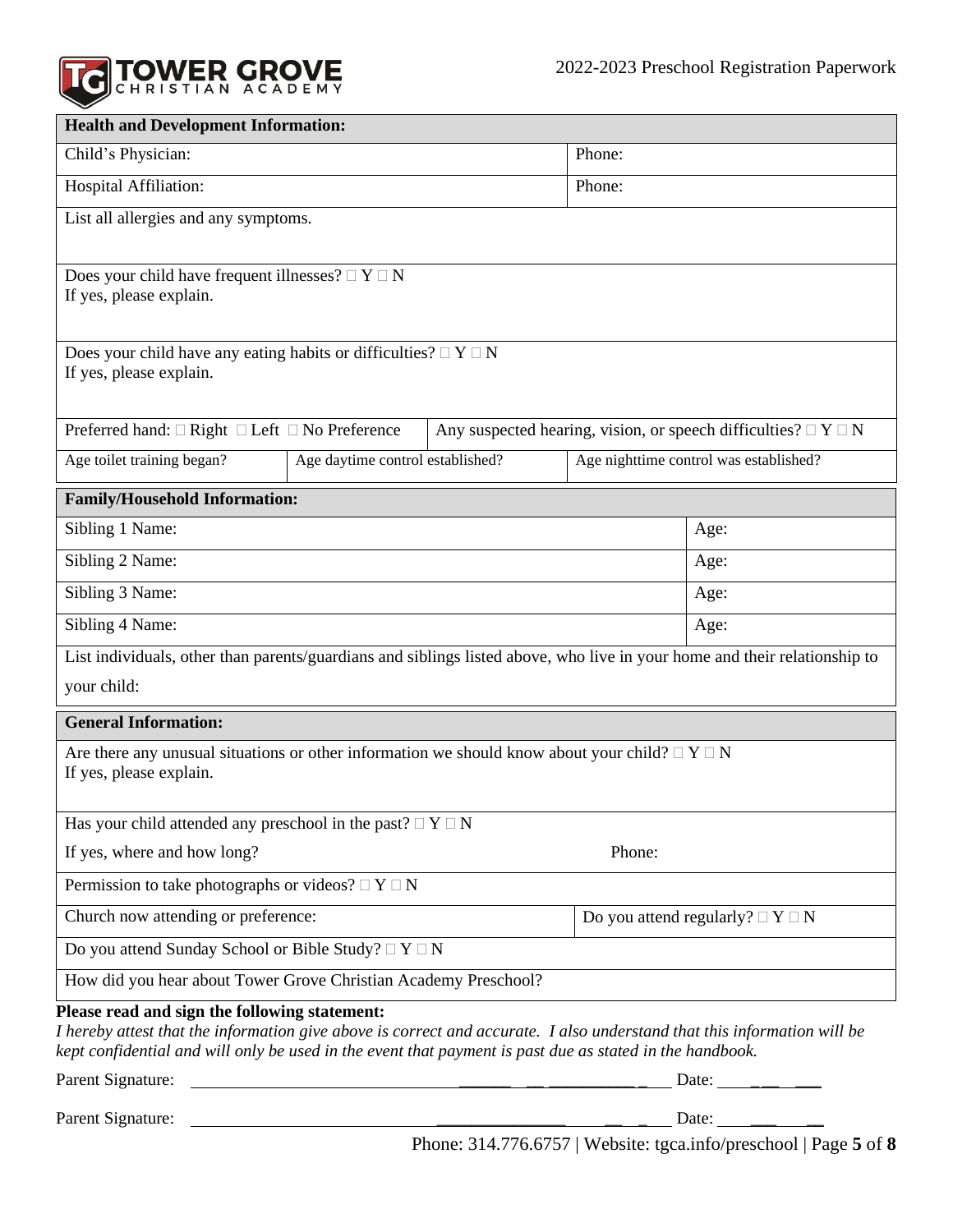| Health and Development Information: | | | |
|---|---|---|---|
| Child's Physician: | | Phone: | |
| Hospital Affiliation: | | Phone: | |
| List all allergies and any symptoms. | | | |
| Does your child have frequent illnesses? □ Y □ N<br>If yes, please explain. | | | |
| Does your child have any eating habits or difficulties? □ Y □ N<br>If yes, please explain. | | | |
| Preferred hand: □ Right □ Left □ No Preference | | Any suspected hearing, vision, or speech difficulties? □ Y □ N | |
| Age toilet training began? | Age daytime control established? | Age nighttime control was established? | |

| Family/Household Information: | |
|---|---|
| Sibling 1 Name: | Age: |
| Sibling 2 Name: | Age: |
| Sibling 3 Name: | Age: |
| Sibling 4 Name: | Age: |
| List individuals, other than parents/guardians and siblings listed above, who live in your home and their relationship to your child: | |

| General Information: | |
|---|---|
| Are there any unusual situations or other information we should know about your child? □ Y □ N<br>If yes, please explain. | |
| Has your child attended any preschool in the past? □ Y □ N<br>If yes, where and how long? Phone: | |
| Permission to take photographs or videos? □ Y □ N | |
| Church now attending or preference: | Do you attend regularly? □ Y □ N |
| Do you attend Sunday School or Bible Study? □ Y □ N | |
| How did you hear about Tower Grove Christian Academy Preschool? | |

**Please read and sign the following statement:**

*I hereby attest that the information give above is correct and accurate. I also understand that this information will be kept confidential and will only be used in the event that payment is past due as stated in the handbook.*

Parent Signature: ______________________________________ Date: __________

Parent Signature: ______________________________________ Date: __________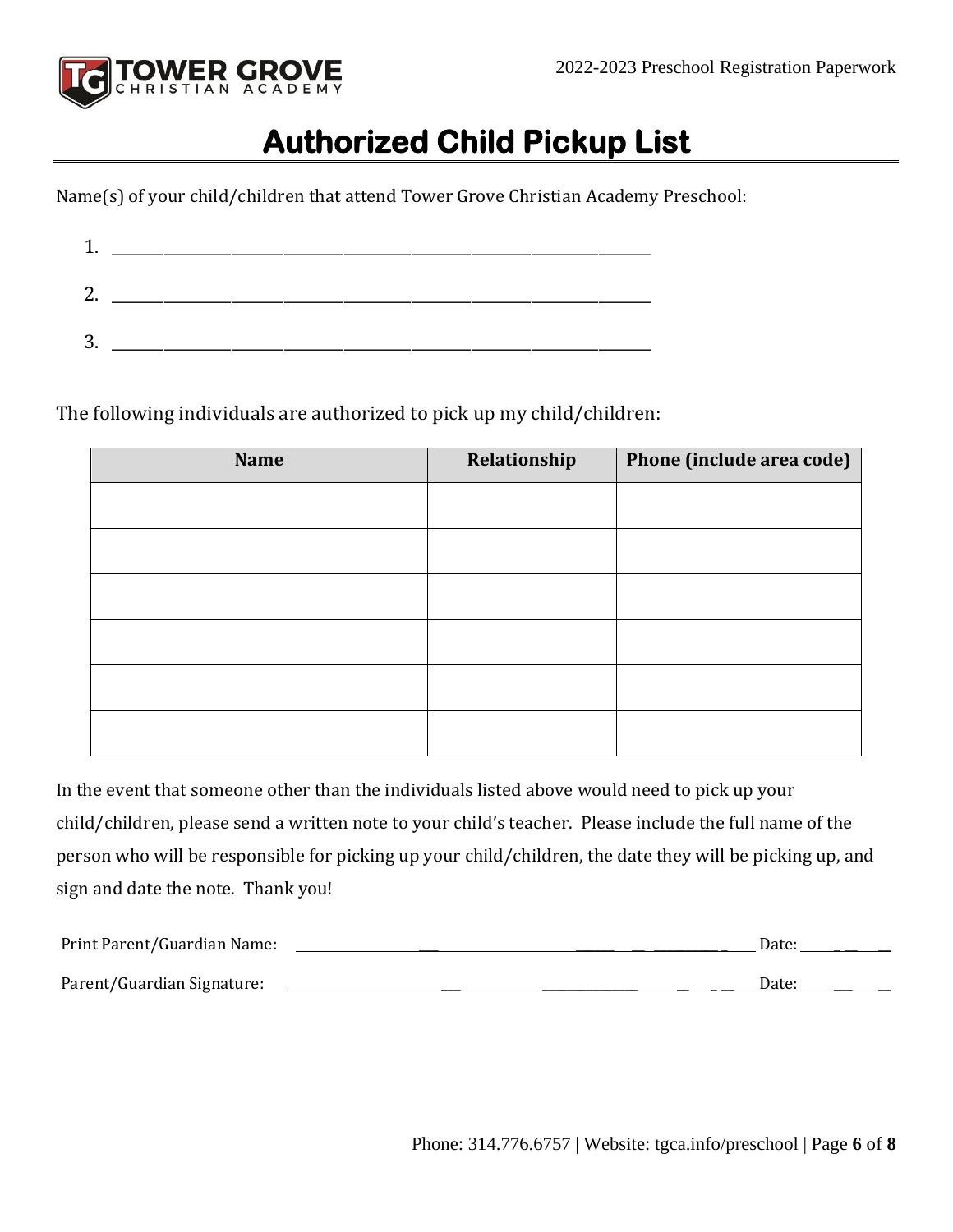# Authorized Child Pickup List

Name(s) of your child/children that attend Tower Grove Christian Academy Preschool:

1. ______________________________________________________________

2. ______________________________________________________________

3. ______________________________________________________________

The following individuals are authorized to pick up my child/children:

| Name | Relationship | Phone (include area code) |
|---|---|---|
| | | |
| | | |
| | | |
| | | |
| | | |
| | | |

In the event that someone other than the individuals listed above would need to pick up your child/children, please send a written note to your child's teacher. Please include the full name of the person who will be responsible for picking up your child/children, the date they will be picking up, and sign and date the note. Thank you!

Print Parent/Guardian Name: ______________________________________________ Date: __________

Parent/Guardian Signature: ______________________________________________ Date: __________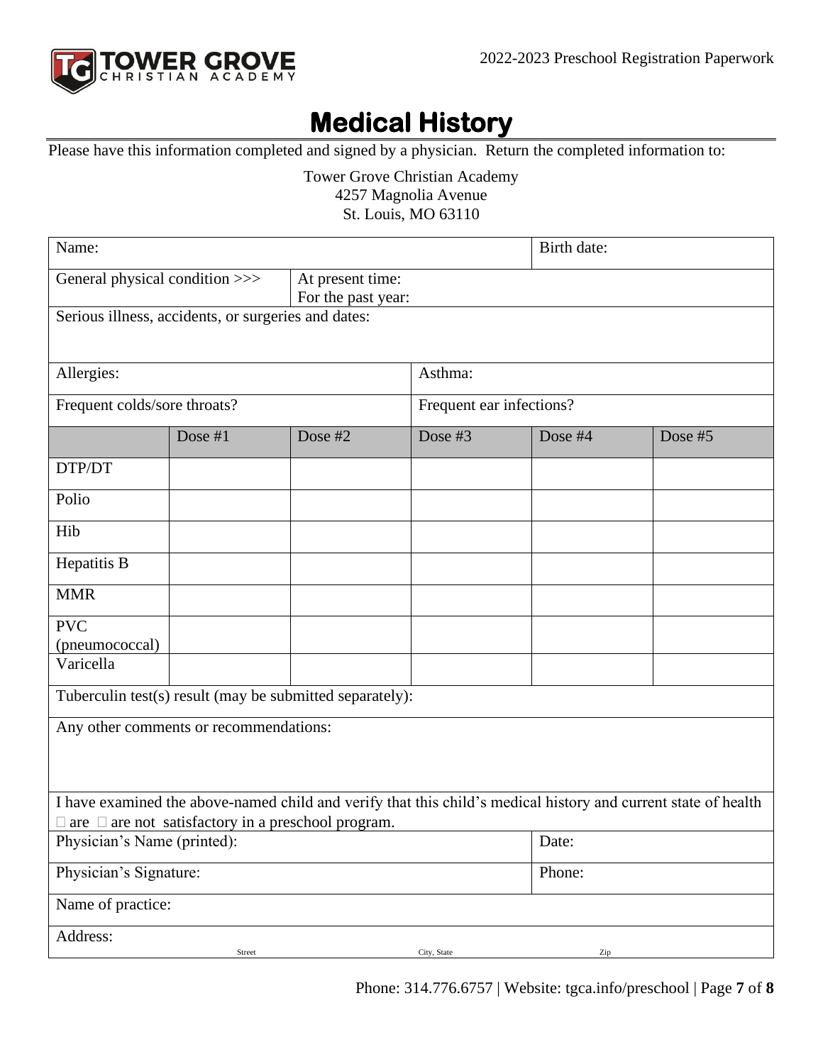# Medical History

Please have this information completed and signed by a physician. Return the completed information to:

Tower Grove Christian Academy
4257 Magnolia Avenue
St. Louis, MO 63110

| Name: | | | | Birth date: | |
|---|---|---|---|---|---|
| General physical condition >>> | | At present time: For the past year: | | | |
| Serious illness, accidents, or surgeries and dates: | | | | | |
| Allergies: | | | Asthma: | | |
| Frequent colds/sore throats? | | | Frequent ear infections? | | |
| | Dose #1 | Dose #2 | Dose #3 | Dose #4 | Dose #5 |
| DTP/DT | | | | | |
| Polio | | | | | |
| Hib | | | | | |
| Hepatitis B | | | | | |
| MMR | | | | | |
| PVC (pneumococcal) | | | | | |
| Varicella | | | | | |
| Tuberculin test(s) result (may be submitted separately): | | | | | |
| Any other comments or recommendations: | | | | | |
| I have examined the above-named child and verify that this child's medical history and current state of health ☐ are ☐ are not satisfactory in a preschool program. | | | | | |
| Physician's Name (printed): | | | | Date: | |
| Physician's Signature: | | | | Phone: | |
| Name of practice: | | | | | |
| Address: Street City, State Zip | | | | | |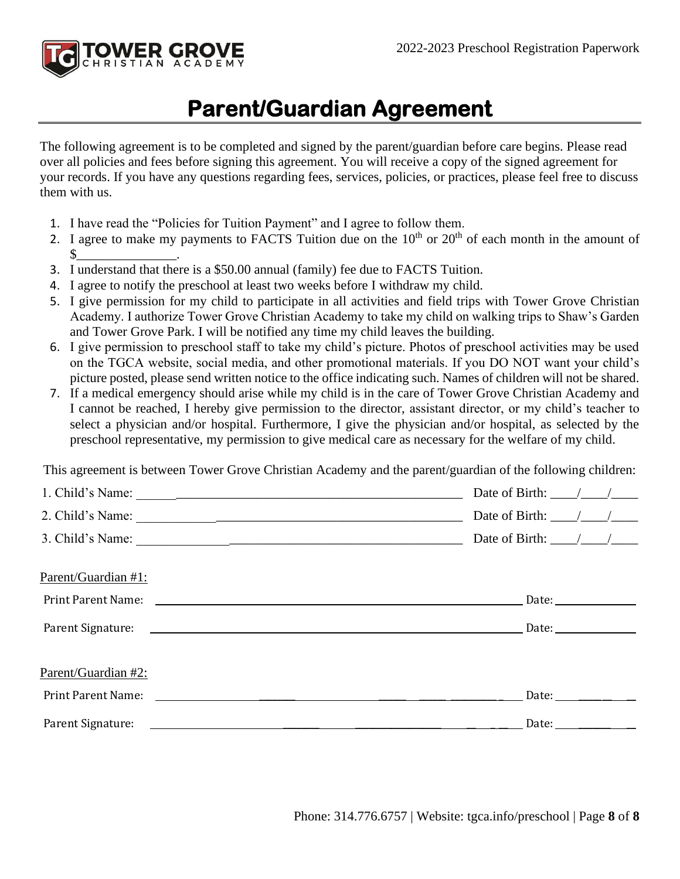# Parent/Guardian Agreement

The following agreement is to be completed and signed by the parent/guardian before care begins. Please read over all policies and fees before signing this agreement. You will receive a copy of the signed agreement for your records. If you have any questions regarding fees, services, policies, or practices, please feel free to discuss them with us.

1. I have read the "Policies for Tuition Payment" and I agree to follow them.
2. I agree to make my payments to FACTS Tuition due on the 10th or 20th of each month in the amount of $_______________.
3. I understand that there is a $50.00 annual (family) fee due to FACTS Tuition.
4. I agree to notify the preschool at least two weeks before I withdraw my child.
5. I give permission for my child to participate in all activities and field trips with Tower Grove Christian Academy. I authorize Tower Grove Christian Academy to take my child on walking trips to Shaw's Garden and Tower Grove Park. I will be notified any time my child leaves the building.
6. I give permission to preschool staff to take my child's picture. Photos of preschool activities may be used on the TGCA website, social media, and other promotional materials. If you DO NOT want your child's picture posted, please send written notice to the office indicating such. Names of children will not be shared.
7. If a medical emergency should arise while my child is in the care of Tower Grove Christian Academy and I cannot be reached, I hereby give permission to the director, assistant director, or my child's teacher to select a physician and/or hospital. Furthermore, I give the physician and/or hospital, as selected by the preschool representative, my permission to give medical care as necessary for the welfare of my child.

This agreement is between Tower Grove Christian Academy and the parent/guardian of the following children:

1. Child's Name: _____________________________________________ Date of Birth: ____/____/____
2. Child's Name: _____________________________________________ Date of Birth: ____/____/____
3. Child's Name: _____________________________________________ Date of Birth: ____/____/____

Parent/Guardian #1:

Print Parent Name: _____________________________________________ Date: ______________

Parent Signature: _____________________________________________ Date: ______________

Parent/Guardian #2:

Print Parent Name: _____________________________________________ Date: ______________

Parent Signature: _____________________________________________ Date: ______________